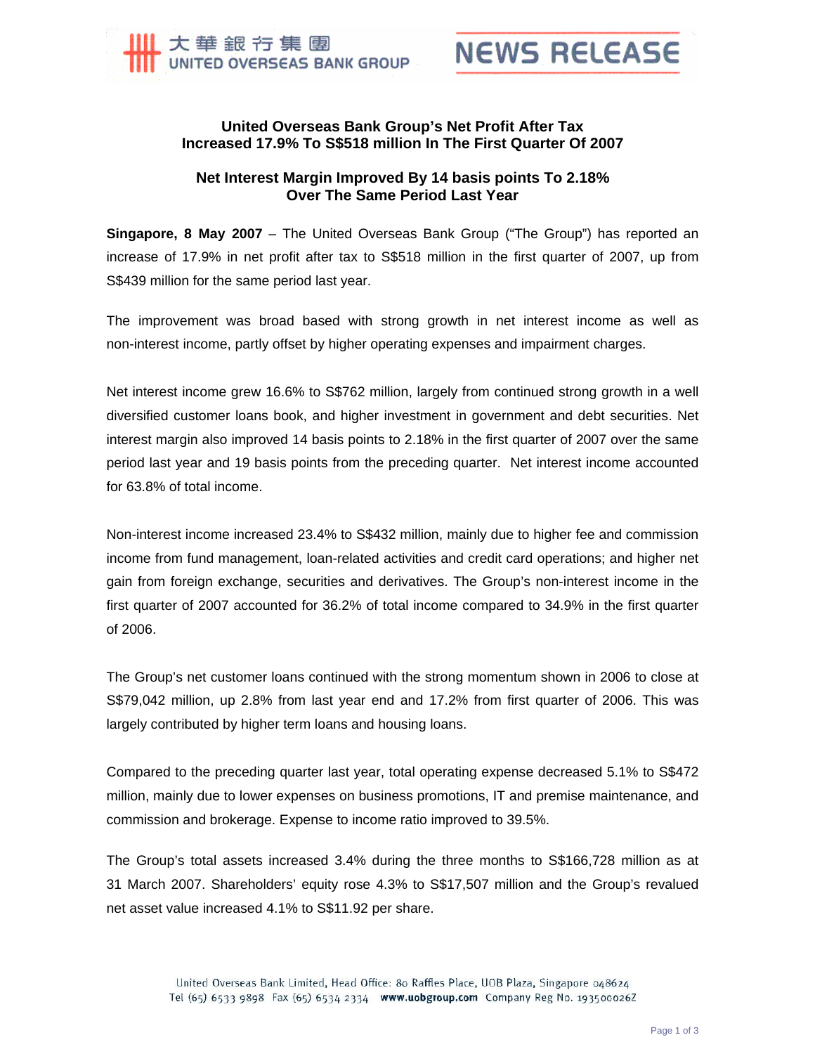大華銀行集團 UNITED OVERSEAS BANK GROUP

NEWS RELEASE

## United Overseas Bank Group's Net Profit After Tax Increased 17.9% To S$518 million In The First Quarter Of 2007

## Net Interest Margin Improved By 14 basis points To 2.18% Over The Same Period Last Year

**Singapore, 8 May 2007** – The United Overseas Bank Group ("The Group") has reported an increase of 17.9% in net profit after tax to S$518 million in the first quarter of 2007, up from S$439 million for the same period last year.

The improvement was broad based with strong growth in net interest income as well as non-interest income, partly offset by higher operating expenses and impairment charges.

Net interest income grew 16.6% to S$762 million, largely from continued strong growth in a well diversified customer loans book, and higher investment in government and debt securities. Net interest margin also improved 14 basis points to 2.18% in the first quarter of 2007 over the same period last year and 19 basis points from the preceding quarter. Net interest income accounted for 63.8% of total income.

Non-interest income increased 23.4% to S$432 million, mainly due to higher fee and commission income from fund management, loan-related activities and credit card operations; and higher net gain from foreign exchange, securities and derivatives. The Group's non-interest income in the first quarter of 2007 accounted for 36.2% of total income compared to 34.9% in the first quarter of 2006.

The Group's net customer loans continued with the strong momentum shown in 2006 to close at S$79,042 million, up 2.8% from last year end and 17.2% from first quarter of 2006. This was largely contributed by higher term loans and housing loans.

Compared to the preceding quarter last year, total operating expense decreased 5.1% to S$472 million, mainly due to lower expenses on business promotions, IT and premise maintenance, and commission and brokerage. Expense to income ratio improved to 39.5%.

The Group's total assets increased 3.4% during the three months to S$166,728 million as at 31 March 2007. Shareholders' equity rose 4.3% to S$17,507 million and the Group's revalued net asset value increased 4.1% to S$11.92 per share.

United Overseas Bank Limited, Head Office: 80 Raffles Place, UOB Plaza, Singapore 048624
Tel (65) 6533 9898 Fax (65) 6534 2334 www.uobgroup.com Company Reg No. 193500026Z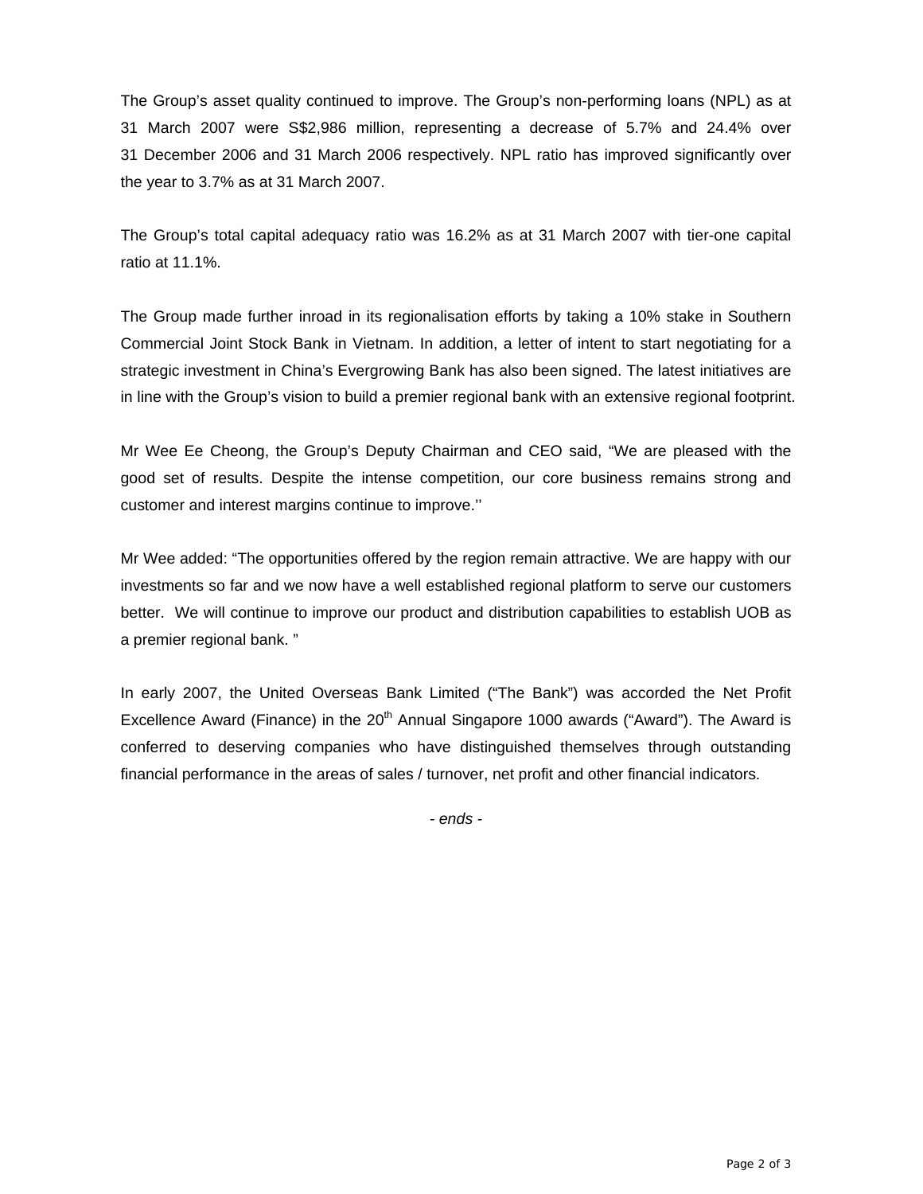The Group's asset quality continued to improve. The Group's non-performing loans (NPL) as at 31 March 2007 were S$2,986 million, representing a decrease of 5.7% and 24.4% over 31 December 2006 and 31 March 2006 respectively. NPL ratio has improved significantly over the year to 3.7% as at 31 March 2007.

The Group's total capital adequacy ratio was 16.2% as at 31 March 2007 with tier-one capital ratio at 11.1%.

The Group made further inroad in its regionalisation efforts by taking a 10% stake in Southern Commercial Joint Stock Bank in Vietnam. In addition, a letter of intent to start negotiating for a strategic investment in China's Evergrowing Bank has also been signed. The latest initiatives are in line with the Group's vision to build a premier regional bank with an extensive regional footprint.

Mr Wee Ee Cheong, the Group's Deputy Chairman and CEO said, "We are pleased with the good set of results. Despite the intense competition, our core business remains strong and customer and interest margins continue to improve.''

Mr Wee added: "The opportunities offered by the region remain attractive. We are happy with our investments so far and we now have a well established regional platform to serve our customers better. We will continue to improve our product and distribution capabilities to establish UOB as a premier regional bank. "

In early 2007, the United Overseas Bank Limited ("The Bank") was accorded the Net Profit Excellence Award (Finance) in the 20th Annual Singapore 1000 awards ("Award"). The Award is conferred to deserving companies who have distinguished themselves through outstanding financial performance in the areas of sales / turnover, net profit and other financial indicators.

*- ends -*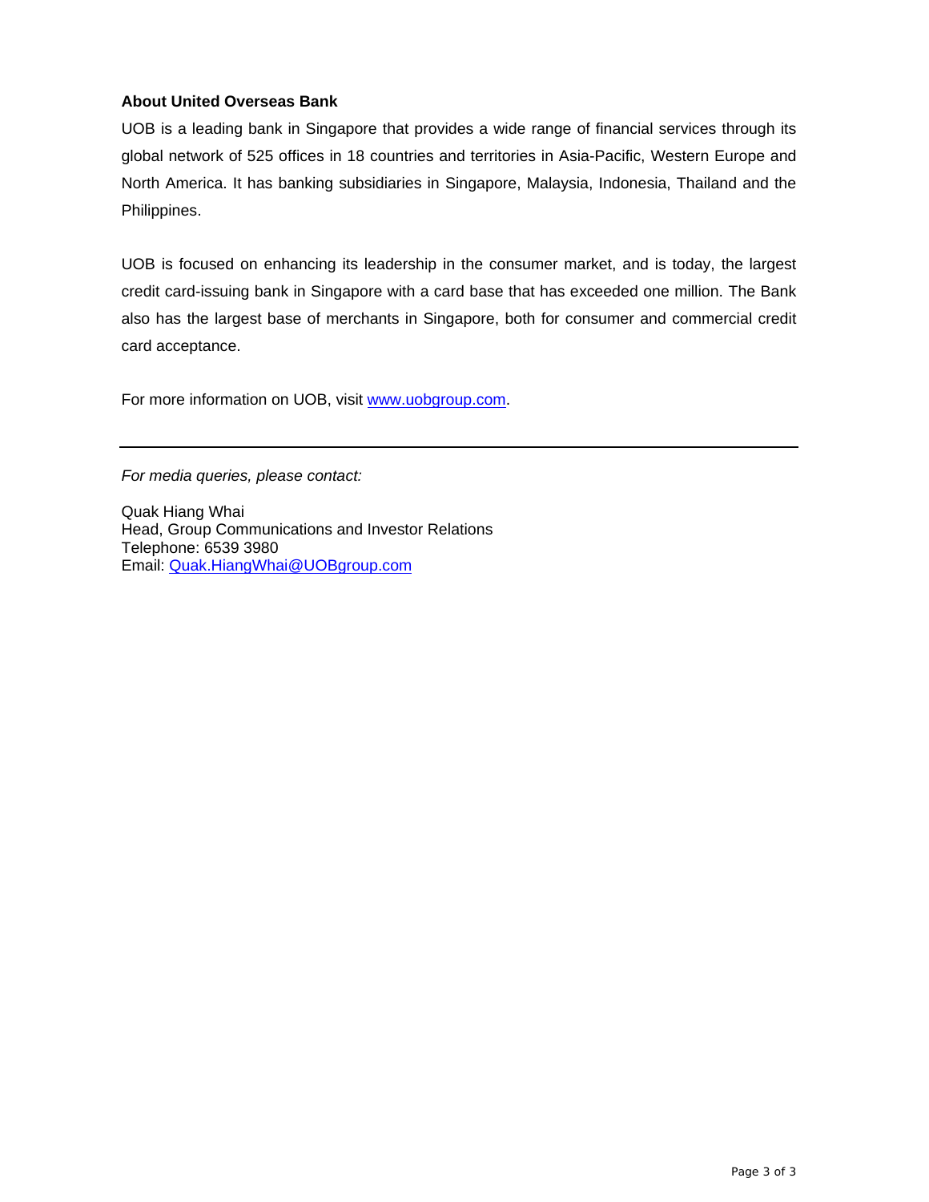**About United Overseas Bank**

UOB is a leading bank in Singapore that provides a wide range of financial services through its global network of 525 offices in 18 countries and territories in Asia-Pacific, Western Europe and North America. It has banking subsidiaries in Singapore, Malaysia, Indonesia, Thailand and the Philippines.

UOB is focused on enhancing its leadership in the consumer market, and is today, the largest credit card-issuing bank in Singapore with a card base that has exceeded one million. The Bank also has the largest base of merchants in Singapore, both for consumer and commercial credit card acceptance.

For more information on UOB, visit www.uobgroup.com.

---

*For media queries, please contact:*

Quak Hiang Whai
Head, Group Communications and Investor Relations
Telephone: 6539 3980
Email: Quak.HiangWhai@UOBgroup.com